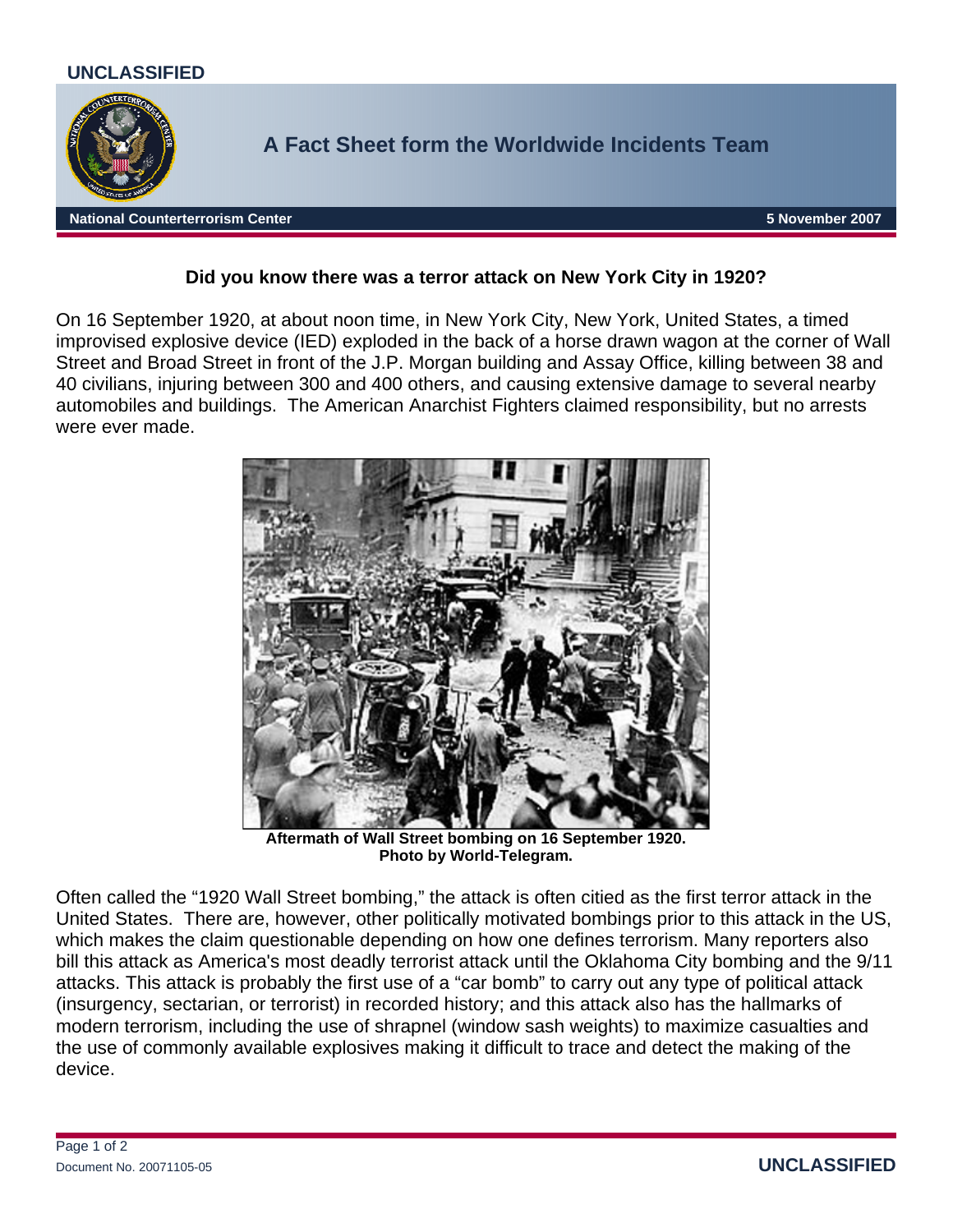UNCLASSIFIED

# A Fact Sheet form the Worldwide Incidents Team

**National Counterterrorism Center** — **5 November 2007**

### Did you know there was a terror attack on New York City in 1920?

On 16 September 1920, at about noon time, in New York City, New York, United States, a timed improvised explosive device (IED) exploded in the back of a horse drawn wagon at the corner of Wall Street and Broad Street in front of the J.P. Morgan building and Assay Office, killing between 38 and 40 civilians, injuring between 300 and 400 others, and causing extensive damage to several nearby automobiles and buildings. The American Anarchist Fighters claimed responsibility, but no arrests were ever made.

**Aftermath of Wall Street bombing on 16 September 1920. Photo by World-Telegram.**

Often called the "1920 Wall Street bombing," the attack is often citied as the first terror attack in the United States. There are, however, other politically motivated bombings prior to this attack in the US, which makes the claim questionable depending on how one defines terrorism. Many reporters also bill this attack as America's most deadly terrorist attack until the Oklahoma City bombing and the 9/11 attacks. This attack is probably the first use of a "car bomb" to carry out any type of political attack (insurgency, sectarian, or terrorist) in recorded history; and this attack also has the hallmarks of modern terrorism, including the use of shrapnel (window sash weights) to maximize casualties and the use of commonly available explosives making it difficult to trace and detect the making of the device.

Document No. 20071105-05

UNCLASSIFIED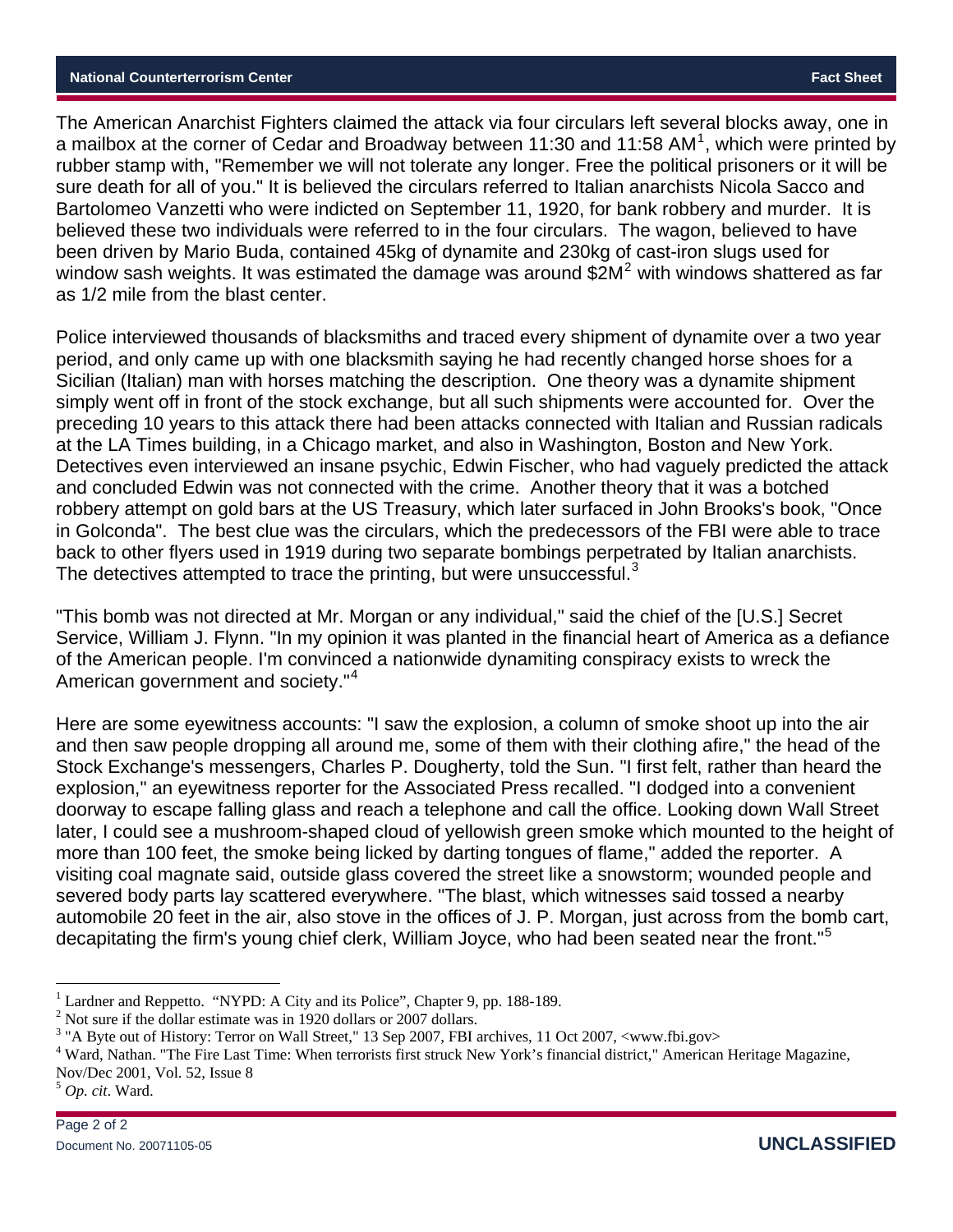The American Anarchist Fighters claimed the attack via four circulars left several blocks away, one in a mailbox at the corner of Cedar and Broadway between 11:30 and 11:58 AM[1], which were printed by rubber stamp with, "Remember we will not tolerate any longer. Free the political prisoners or it will be sure death for all of you." It is believed the circulars referred to Italian anarchists Nicola Sacco and Bartolomeo Vanzetti who were indicted on September 11, 1920, for bank robbery and murder. It is believed these two individuals were referred to in the four circulars. The wagon, believed to have been driven by Mario Buda, contained 45kg of dynamite and 230kg of cast-iron slugs used for window sash weights. It was estimated the damage was around $2M[2] with windows shattered as far as 1/2 mile from the blast center.

Police interviewed thousands of blacksmiths and traced every shipment of dynamite over a two year period, and only came up with one blacksmith saying he had recently changed horse shoes for a Sicilian (Italian) man with horses matching the description. One theory was a dynamite shipment simply went off in front of the stock exchange, but all such shipments were accounted for. Over the preceding 10 years to this attack there had been attacks connected with Italian and Russian radicals at the LA Times building, in a Chicago market, and also in Washington, Boston and New York. Detectives even interviewed an insane psychic, Edwin Fischer, who had vaguely predicted the attack and concluded Edwin was not connected with the crime. Another theory that it was a botched robbery attempt on gold bars at the US Treasury, which later surfaced in John Brooks's book, "Once in Golconda". The best clue was the circulars, which the predecessors of the FBI were able to trace back to other flyers used in 1919 during two separate bombings perpetrated by Italian anarchists. The detectives attempted to trace the printing, but were unsuccessful.[3]

"This bomb was not directed at Mr. Morgan or any individual," said the chief of the [U.S.] Secret Service, William J. Flynn. "In my opinion it was planted in the financial heart of America as a defiance of the American people. I'm convinced a nationwide dynamiting conspiracy exists to wreck the American government and society."[4]

Here are some eyewitness accounts: "I saw the explosion, a column of smoke shoot up into the air and then saw people dropping all around me, some of them with their clothing afire," the head of the Stock Exchange's messengers, Charles P. Dougherty, told the Sun. "I first felt, rather than heard the explosion," an eyewitness reporter for the Associated Press recalled. "I dodged into a convenient doorway to escape falling glass and reach a telephone and call the office. Looking down Wall Street later, I could see a mushroom-shaped cloud of yellowish green smoke which mounted to the height of more than 100 feet, the smoke being licked by darting tongues of flame," added the reporter. A visiting coal magnate said, outside glass covered the street like a snowstorm; wounded people and severed body parts lay scattered everywhere. "The blast, which witnesses said tossed a nearby automobile 20 feet in the air, also stove in the offices of J. P. Morgan, just across from the bomb cart, decapitating the firm's young chief clerk, William Joyce, who had been seated near the front."[5]

---

[1] Lardner and Reppetto. "NYPD: A City and its Police", Chapter 9, pp. 188-189.

[2] Not sure if the dollar estimate was in 1920 dollars or 2007 dollars.

[3] "A Byte out of History: Terror on Wall Street," 13 Sep 2007, FBI archives, 11 Oct 2007, <www.fbi.gov>

[4] Ward, Nathan. "The Fire Last Time: When terrorists first struck New York's financial district," American Heritage Magazine, Nov/Dec 2001, Vol. 52, Issue 8

[5] *Op. cit*. Ward.